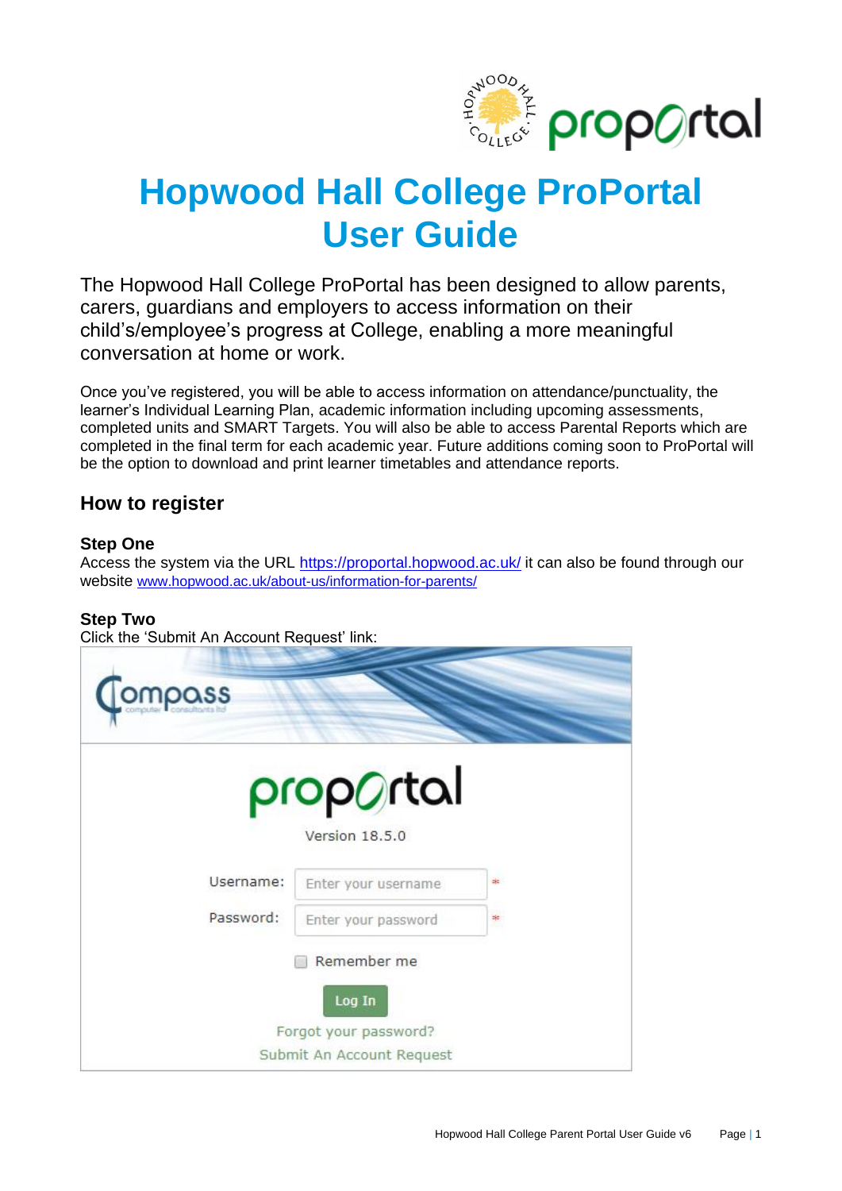# Hopwood Hall College ProPortal User Guide

The Hopwood Hall College ProPortal has been designed to allow parents, carers, guardians and employers to access information on their child's/employee's progress at College, enabling a more meaningful conversation at home or work.

Once you've registered, you will be able to access information on attendance/punctuality, the learner's Individual Learning Plan, academic information including upcoming assessments, completed units and SMART Targets. You will also be able to access Parental Reports which are completed in the final term for each academic year. Future additions coming soon to ProPortal will be the option to download and print learner timetables and attendance reports.

## How to register

### Step One

Access the system via the URL https://proportal.hopwood.ac.uk/ it can also be found through our website www.hopwood.ac.uk/about-us/information-for-parents/

### Step Two

Click the 'Submit An Account Request' link: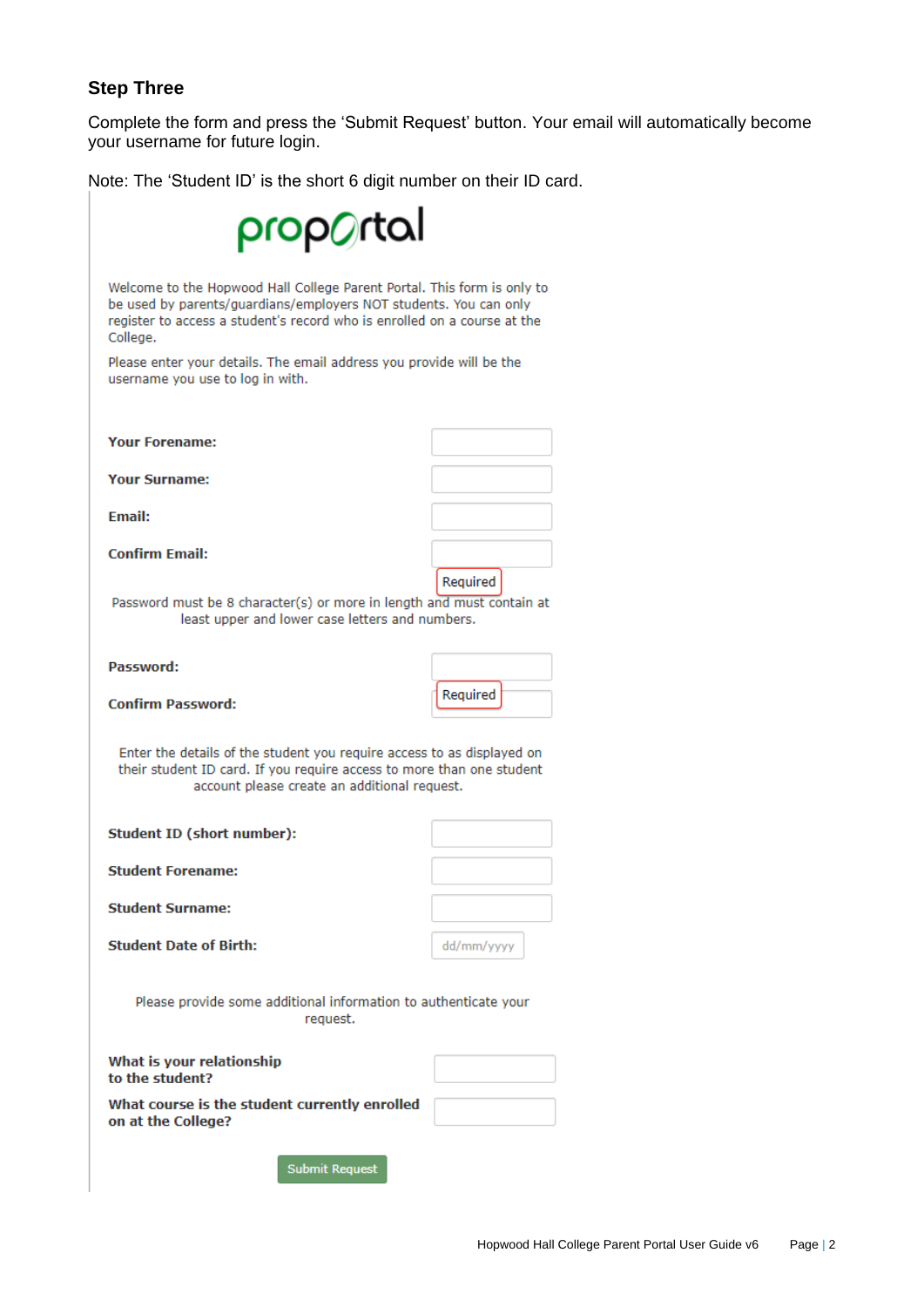### Step Three

Complete the form and press the 'Submit Request' button. Your email will automatically become your username for future login.

Note: The 'Student ID' is the short 6 digit number on their ID card.

propOrtal

Welcome to the Hopwood Hall College Parent Portal. This form is only to be used by parents/guardians/employers NOT students. You can only register to access a student's record who is enrolled on a course at the College.

Please enter your details. The email address you provide will be the username you use to log in with.

**Your Forename:**

**Your Surname:**

**Email:**

**Confirm Email:**

Required

Password must be 8 character(s) or more in length and must contain at least upper and lower case letters and numbers.

**Password:**

**Confirm Password:**

Required

Enter the details of the student you require access to as displayed on their student ID card. If you require access to more than one student account please create an additional request.

**Student ID (short number):**

**Student Forename:**

**Student Surname:**

**Student Date of Birth:** dd/mm/yyyy

Please provide some additional information to authenticate your request.

**What is your relationship to the student?**

**What course is the student currently enrolled on at the College?**

Submit Request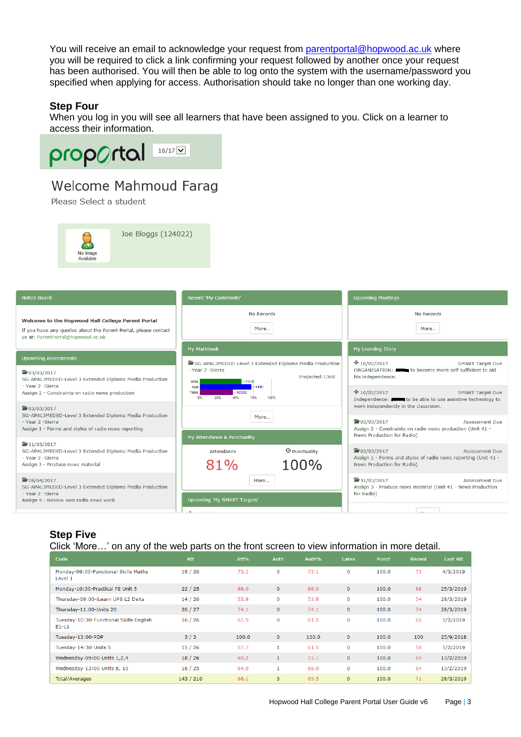You will receive an email to acknowledge your request from parentportal@hopwood.ac.uk where you will be required to click a link confirming your request followed by another once your request has been authorised. You will then be able to log onto the system with the username/password you specified when applying for access. Authorisation should take no longer than one working day.

### Step Four

When you log in you will see all learners that have been assigned to you. Click on a learner to access their information.

### Step Five

Click 'More…' on any of the web parts on the front screen to view information in more detail.

| Code | Att | Att% | Auth | Auth% | Lates | Punct | Recent | Last Att |
|---|---|---|---|---|---|---|---|---|
| Monday-09:00-Functional Skills Maths Level 1 | 19 / 26 | 73.1 | 0 | 73.1 | 0 | 100.0 | 73 | 4/3/2019 |
| Monday-10:30-Practical PE Unit 5 | 22 / 25 | 88.0 | 0 | 88.0 | 0 | 100.0 | 88 | 25/3/2019 |
| Thursday-09:00-iLearn UPS L2 Delta | 14 / 26 | 53.8 | 0 | 53.8 | 0 | 100.0 | 54 | 28/3/2019 |
| Thursday-11:00-Units 20 | 20 / 27 | 74.1 | 0 | 74.1 | 0 | 100.0 | 74 | 28/3/2019 |
| Tuesday-10:30-Functional Skills English E1-L1 | 16 / 26 | 61.5 | 0 | 61.5 | 0 | 100.0 | 62 | 5/2/2019 |
| Tuesday-13:00-PDP | 3 / 3 | 100.0 | 0 | 100.0 | 0 | 100.0 | 100 | 25/9/2018 |
| Tuesday-14:30-Units 5 | 15 / 26 | 57.7 | 1 | 61.5 | 0 | 100.0 | 58 | 5/2/2019 |
| Wednesday-09:00-Units 1,2,4 | 18 / 26 | 69.2 | 1 | 73.1 | 0 | 100.0 | 69 | 13/2/2019 |
| Wednesday-13:00-Units 8, 10 | 16 / 25 | 64.0 | 1 | 68.0 | 0 | 100.0 | 64 | 13/2/2019 |
| Total/Averages | 143 / 210 | 68.1 | 3 | 69.5 | 0 | 100.0 | 71 | 28/3/2019 |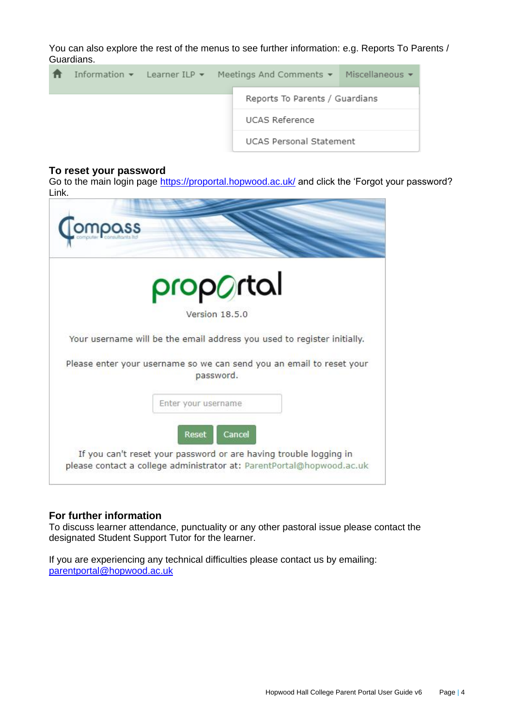You can also explore the rest of the menus to see further information: e.g. Reports To Parents / Guardians.

Information ▾ Learner ILP ▾ Meetings And Comments ▾ Miscellaneous ▾

Reports To Parents / Guardians

UCAS Reference

UCAS Personal Statement

## To reset your password

Go to the main login page https://proportal.hopwood.ac.uk/ and click the 'Forgot your password? Link.

Compass

proportal

Version 18.5.0

Your username will be the email address you used to register initially.

Please enter your username so we can send you an email to reset your password.

Enter your username

Reset Cancel

If you can't reset your password or are having trouble logging in please contact a college administrator at: ParentPortal@hopwood.ac.uk

## For further information

To discuss learner attendance, punctuality or any other pastoral issue please contact the designated Student Support Tutor for the learner.

If you are experiencing any technical difficulties please contact us by emailing: parentportal@hopwood.ac.uk